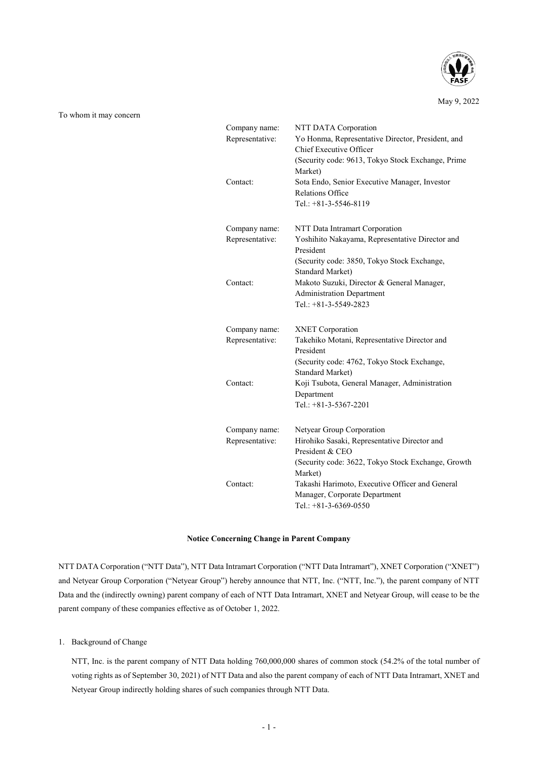May 9, 2022

To whom it may concern

| | |
|---|---|
| Company name: | NTT DATA Corporation |
| Representative: | Yo Honma, Representative Director, President, and Chief Executive Officer (Security code: 9613, Tokyo Stock Exchange, Prime Market) |
| Contact: | Sota Endo, Senior Executive Manager, Investor Relations Office Tel.: +81-3-5546-8119 |
| Company name: | NTT Data Intramart Corporation |
| Representative: | Yoshihito Nakayama, Representative Director and President (Security code: 3850, Tokyo Stock Exchange, Standard Market) |
| Contact: | Makoto Suzuki, Director & General Manager, Administration Department Tel.: +81-3-5549-2823 |
| Company name: | XNET Corporation |
| Representative: | Takehiko Motani, Representative Director and President (Security code: 4762, Tokyo Stock Exchange, Standard Market) |
| Contact: | Koji Tsubota, General Manager, Administration Department Tel.: +81-3-5367-2201 |
| Company name: | Netyear Group Corporation |
| Representative: | Hirohiko Sasaki, Representative Director and President & CEO (Security code: 3622, Tokyo Stock Exchange, Growth Market) |
| Contact: | Takashi Harimoto, Executive Officer and General Manager, Corporate Department Tel.: +81-3-6369-0550 |

**Notice Concerning Change in Parent Company**

NTT DATA Corporation ("NTT Data"), NTT Data Intramart Corporation ("NTT Data Intramart"), XNET Corporation ("XNET") and Netyear Group Corporation ("Netyear Group") hereby announce that NTT, Inc. ("NTT, Inc."), the parent company of NTT Data and the (indirectly owning) parent company of each of NTT Data Intramart, XNET and Netyear Group, will cease to be the parent company of these companies effective as of October 1, 2022.

1. Background of Change

   NTT, Inc. is the parent company of NTT Data holding 760,000,000 shares of common stock (54.2% of the total number of voting rights as of September 30, 2021) of NTT Data and also the parent company of each of NTT Data Intramart, XNET and Netyear Group indirectly holding shares of such companies through NTT Data.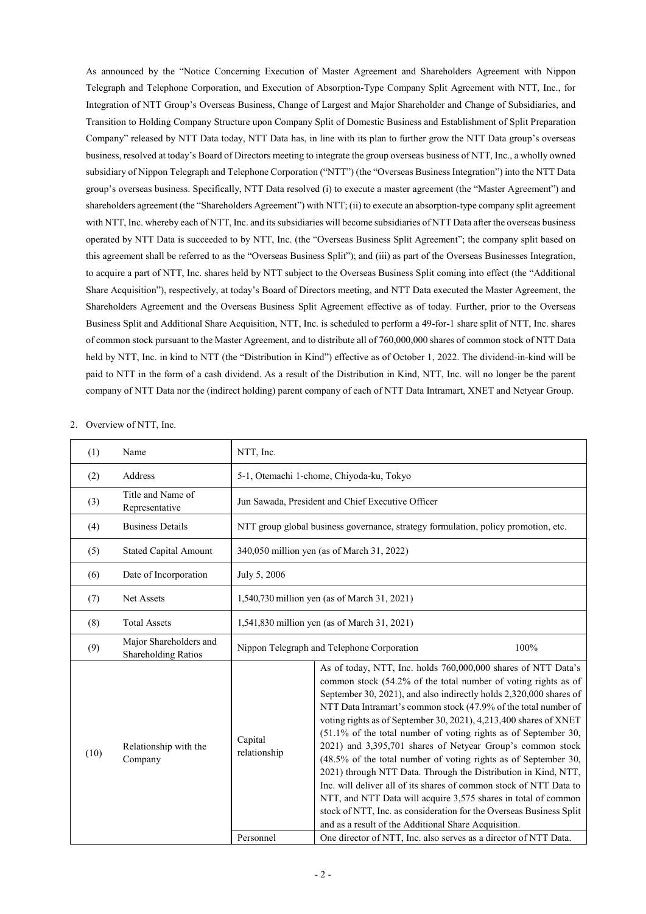As announced by the "Notice Concerning Execution of Master Agreement and Shareholders Agreement with Nippon Telegraph and Telephone Corporation, and Execution of Absorption-Type Company Split Agreement with NTT, Inc., for Integration of NTT Group's Overseas Business, Change of Largest and Major Shareholder and Change of Subsidiaries, and Transition to Holding Company Structure upon Company Split of Domestic Business and Establishment of Split Preparation Company" released by NTT Data today, NTT Data has, in line with its plan to further grow the NTT Data group's overseas business, resolved at today's Board of Directors meeting to integrate the group overseas business of NTT, Inc., a wholly owned subsidiary of Nippon Telegraph and Telephone Corporation ("NTT") (the "Overseas Business Integration") into the NTT Data group's overseas business. Specifically, NTT Data resolved (i) to execute a master agreement (the "Master Agreement") and shareholders agreement (the "Shareholders Agreement") with NTT; (ii) to execute an absorption-type company split agreement with NTT, Inc. whereby each of NTT, Inc. and its subsidiaries will become subsidiaries of NTT Data after the overseas business operated by NTT Data is succeeded to by NTT, Inc. (the "Overseas Business Split Agreement"; the company split based on this agreement shall be referred to as the "Overseas Business Split"); and (iii) as part of the Overseas Businesses Integration, to acquire a part of NTT, Inc. shares held by NTT subject to the Overseas Business Split coming into effect (the "Additional Share Acquisition"), respectively, at today's Board of Directors meeting, and NTT Data executed the Master Agreement, the Shareholders Agreement and the Overseas Business Split Agreement effective as of today. Further, prior to the Overseas Business Split and Additional Share Acquisition, NTT, Inc. is scheduled to perform a 49-for-1 share split of NTT, Inc. shares of common stock pursuant to the Master Agreement, and to distribute all of 760,000,000 shares of common stock of NTT Data held by NTT, Inc. in kind to NTT (the "Distribution in Kind") effective as of October 1, 2022. The dividend-in-kind will be paid to NTT in the form of a cash dividend. As a result of the Distribution in Kind, NTT, Inc. will no longer be the parent company of NTT Data nor the (indirect holding) parent company of each of NTT Data Intramart, XNET and Netyear Group.

2. Overview of NTT, Inc.

| | | | |
|---|---|---|---|
| (1) | Name | NTT, Inc. | |
| (2) | Address | 5-1, Otemachi 1-chome, Chiyoda-ku, Tokyo | |
| (3) | Title and Name of Representative | Jun Sawada, President and Chief Executive Officer | |
| (4) | Business Details | NTT group global business governance, strategy formulation, policy promotion, etc. | |
| (5) | Stated Capital Amount | 340,050 million yen (as of March 31, 2022) | |
| (6) | Date of Incorporation | July 5, 2006 | |
| (7) | Net Assets | 1,540,730 million yen (as of March 31, 2021) | |
| (8) | Total Assets | 1,541,830 million yen (as of March 31, 2021) | |
| (9) | Major Shareholders and Shareholding Ratios | Nippon Telegraph and Telephone Corporation | 100% |
| (10) | Relationship with the Company | Capital relationship | As of today, NTT, Inc. holds 760,000,000 shares of NTT Data's common stock (54.2% of the total number of voting rights as of September 30, 2021), and also indirectly holds 2,320,000 shares of NTT Data Intramart's common stock (47.9% of the total number of voting rights as of September 30, 2021), 4,213,400 shares of XNET (51.1% of the total number of voting rights as of September 30, 2021) and 3,395,701 shares of Netyear Group's common stock (48.5% of the total number of voting rights as of September 30, 2021) through NTT Data. Through the Distribution in Kind, NTT, Inc. will deliver all of its shares of common stock of NTT Data to NTT, and NTT Data will acquire 3,575 shares in total of common stock of NTT, Inc. as consideration for the Overseas Business Split and as a result of the Additional Share Acquisition. |
| | | Personnel | One director of NTT, Inc. also serves as a director of NTT Data. |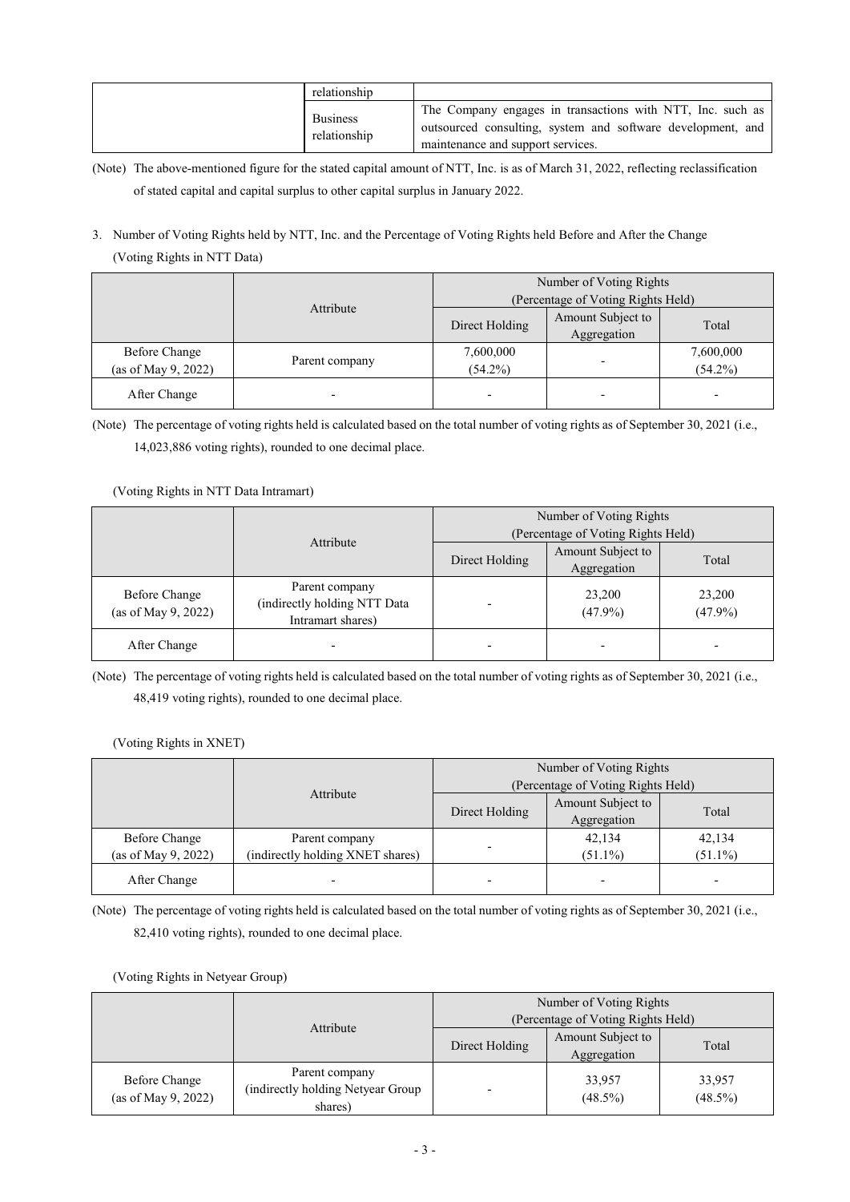| | | |
|---|---|---|
| | relationship | |
| | Business relationship | The Company engages in transactions with NTT, Inc. such as outsourced consulting, system and software development, and maintenance and support services. |

(Note) The above-mentioned figure for the stated capital amount of NTT, Inc. is as of March 31, 2022, reflecting reclassification of stated capital and capital surplus to other capital surplus in January 2022.

3. Number of Voting Rights held by NTT, Inc. and the Percentage of Voting Rights held Before and After the Change

(Voting Rights in NTT Data)

| | Attribute | Number of Voting Rights (Percentage of Voting Rights Held) | | |
|---|---|---|---|---|
| | | Direct Holding | Amount Subject to Aggregation | Total |
| Before Change (as of May 9, 2022) | Parent company | 7,600,000 (54.2%) | - | 7,600,000 (54.2%) |
| After Change | - | - | - | - |

(Note) The percentage of voting rights held is calculated based on the total number of voting rights as of September 30, 2021 (i.e., 14,023,886 voting rights), rounded to one decimal place.

(Voting Rights in NTT Data Intramart)

| | Attribute | Number of Voting Rights (Percentage of Voting Rights Held) | | |
|---|---|---|---|---|
| | | Direct Holding | Amount Subject to Aggregation | Total |
| Before Change (as of May 9, 2022) | Parent company (indirectly holding NTT Data Intramart shares) | - | 23,200 (47.9%) | 23,200 (47.9%) |
| After Change | - | - | - | - |

(Note) The percentage of voting rights held is calculated based on the total number of voting rights as of September 30, 2021 (i.e., 48,419 voting rights), rounded to one decimal place.

(Voting Rights in XNET)

| | Attribute | Number of Voting Rights (Percentage of Voting Rights Held) | | |
|---|---|---|---|---|
| | | Direct Holding | Amount Subject to Aggregation | Total |
| Before Change (as of May 9, 2022) | Parent company (indirectly holding XNET shares) | - | 42,134 (51.1%) | 42,134 (51.1%) |
| After Change | - | - | - | - |

(Note) The percentage of voting rights held is calculated based on the total number of voting rights as of September 30, 2021 (i.e., 82,410 voting rights), rounded to one decimal place.

(Voting Rights in Netyear Group)

| | Attribute | Number of Voting Rights (Percentage of Voting Rights Held) | | |
|---|---|---|---|---|
| | | Direct Holding | Amount Subject to Aggregation | Total |
| Before Change (as of May 9, 2022) | Parent company (indirectly holding Netyear Group shares) | - | 33,957 (48.5%) | 33,957 (48.5%) |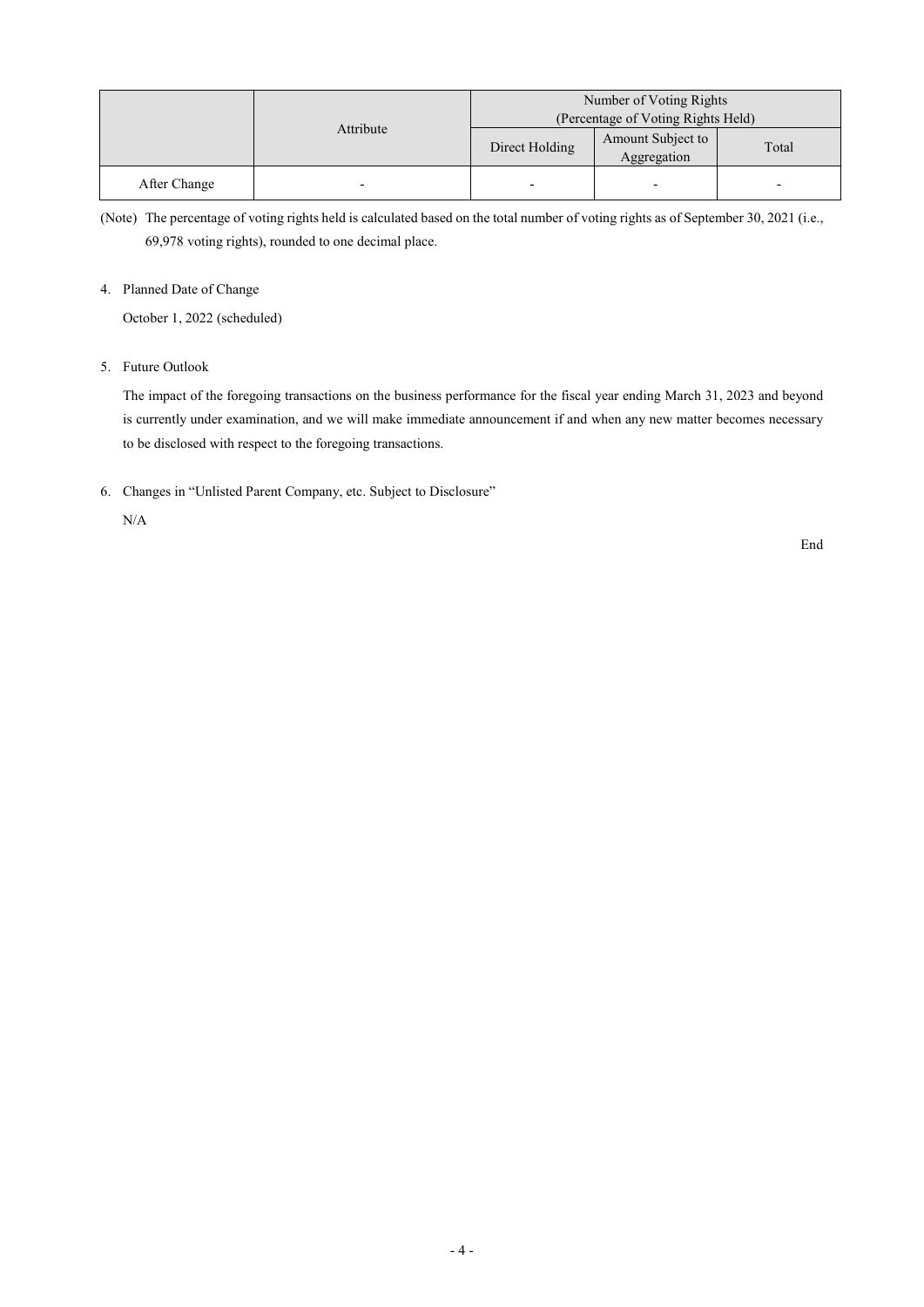| | Attribute | Number of Voting Rights (Percentage of Voting Rights Held) | | |
|---|---|---|---|---|
| | | Direct Holding | Amount Subject to Aggregation | Total |
| After Change | - | - | - | - |

(Note) The percentage of voting rights held is calculated based on the total number of voting rights as of September 30, 2021 (i.e., 69,978 voting rights), rounded to one decimal place.

4. Planned Date of Change

October 1, 2022 (scheduled)

5. Future Outlook

The impact of the foregoing transactions on the business performance for the fiscal year ending March 31, 2023 and beyond is currently under examination, and we will make immediate announcement if and when any new matter becomes necessary to be disclosed with respect to the foregoing transactions.

6. Changes in "Unlisted Parent Company, etc. Subject to Disclosure"

N/A

End